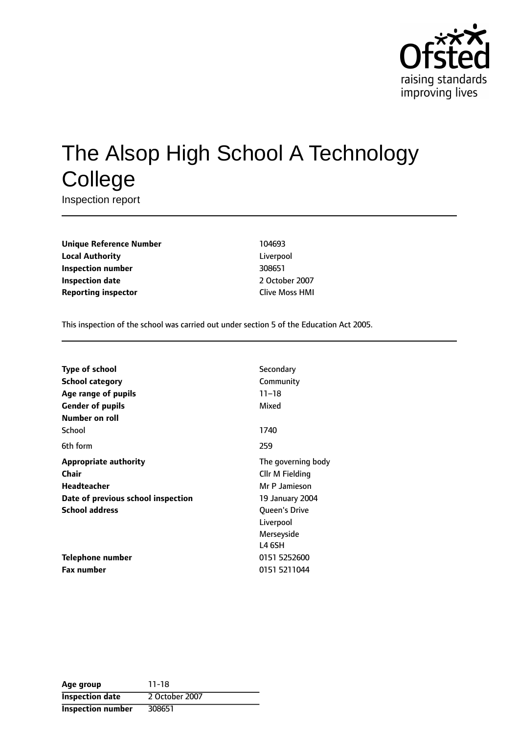Ofsted
raising standards
improving lives

# The Alsop High School A Technology College

Inspection report

| | |
|---|---|
| **Unique Reference Number** | 104693 |
| **Local Authority** | Liverpool |
| **Inspection number** | 308651 |
| **Inspection date** | 2 October 2007 |
| **Reporting inspector** | Clive Moss HMI |

This inspection of the school was carried out under section 5 of the Education Act 2005.

| | |
|---|---|
| **Type of school** | Secondary |
| **School category** | Community |
| **Age range of pupils** | 11–18 |
| **Gender of pupils** | Mixed |
| **Number on roll** | |
| School | 1740 |
| 6th form | 259 |
| **Appropriate authority** | The governing body |
| **Chair** | Cllr M Fielding |
| **Headteacher** | Mr P Jamieson |
| **Date of previous school inspection** | 19 January 2004 |
| **School address** | Queen's Drive<br>Liverpool<br>Merseyside<br>L4 6SH |
| **Telephone number** | 0151 5252600 |
| **Fax number** | 0151 5211044 |

| | |
|---|---|
| **Age group** | 11-18 |
| **Inspection date** | 2 October 2007 |
| **Inspection number** | 308651 |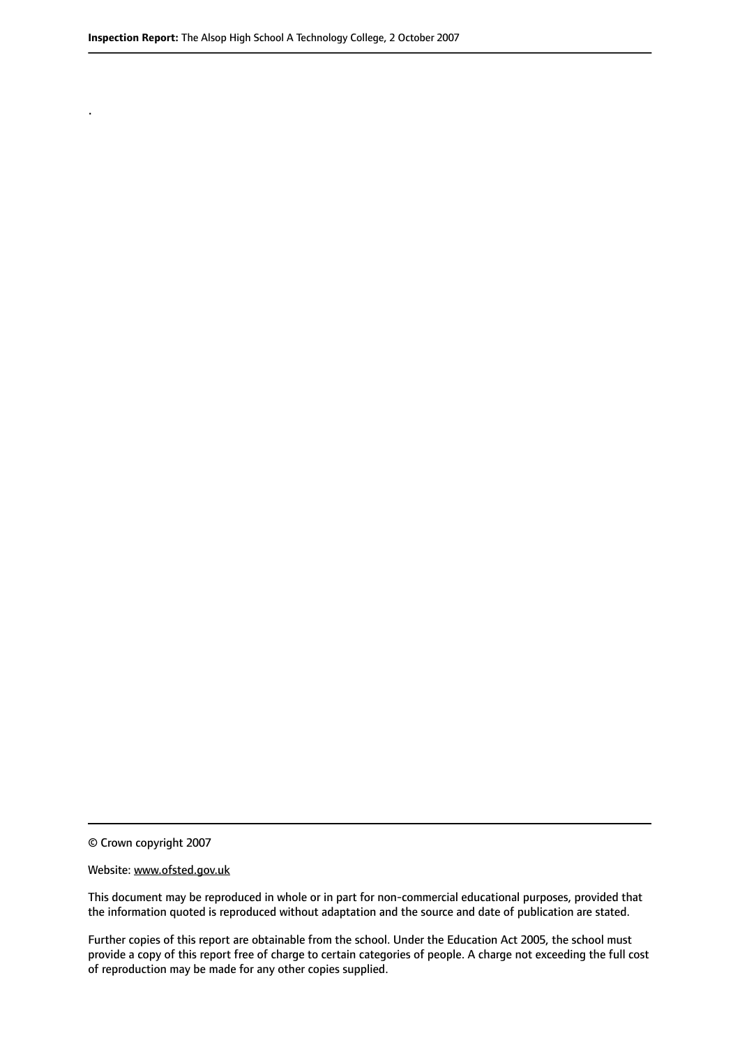.

© Crown copyright 2007

Website: www.ofsted.gov.uk

This document may be reproduced in whole or in part for non-commercial educational purposes, provided that the information quoted is reproduced without adaptation and the source and date of publication are stated.

Further copies of this report are obtainable from the school. Under the Education Act 2005, the school must provide a copy of this report free of charge to certain categories of people. A charge not exceeding the full cost of reproduction may be made for any other copies supplied.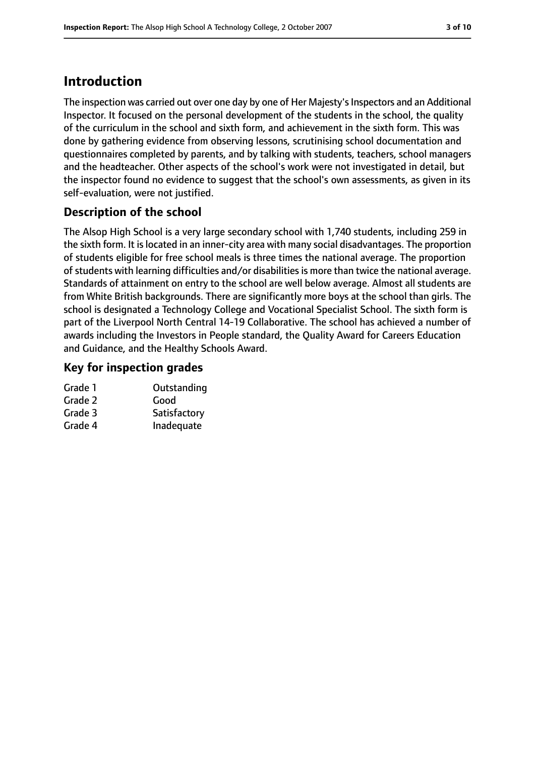# Introduction

The inspection was carried out over one day by one of Her Majesty's Inspectors and an Additional Inspector. It focused on the personal development of the students in the school, the quality of the curriculum in the school and sixth form, and achievement in the sixth form. This was done by gathering evidence from observing lessons, scrutinising school documentation and questionnaires completed by parents, and by talking with students, teachers, school managers and the headteacher. Other aspects of the school's work were not investigated in detail, but the inspector found no evidence to suggest that the school's own assessments, as given in its self-evaluation, were not justified.

## Description of the school

The Alsop High School is a very large secondary school with 1,740 students, including 259 in the sixth form. It is located in an inner-city area with many social disadvantages. The proportion of students eligible for free school meals is three times the national average. The proportion of students with learning difficulties and/or disabilities is more than twice the national average. Standards of attainment on entry to the school are well below average. Almost all students are from White British backgrounds. There are significantly more boys at the school than girls. The school is designated a Technology College and Vocational Specialist School. The sixth form is part of the Liverpool North Central 14-19 Collaborative. The school has achieved a number of awards including the Investors in People standard, the Quality Award for Careers Education and Guidance, and the Healthy Schools Award.

## Key for inspection grades

| | |
|---|---|
| Grade 1 | Outstanding |
| Grade 2 | Good |
| Grade 3 | Satisfactory |
| Grade 4 | Inadequate |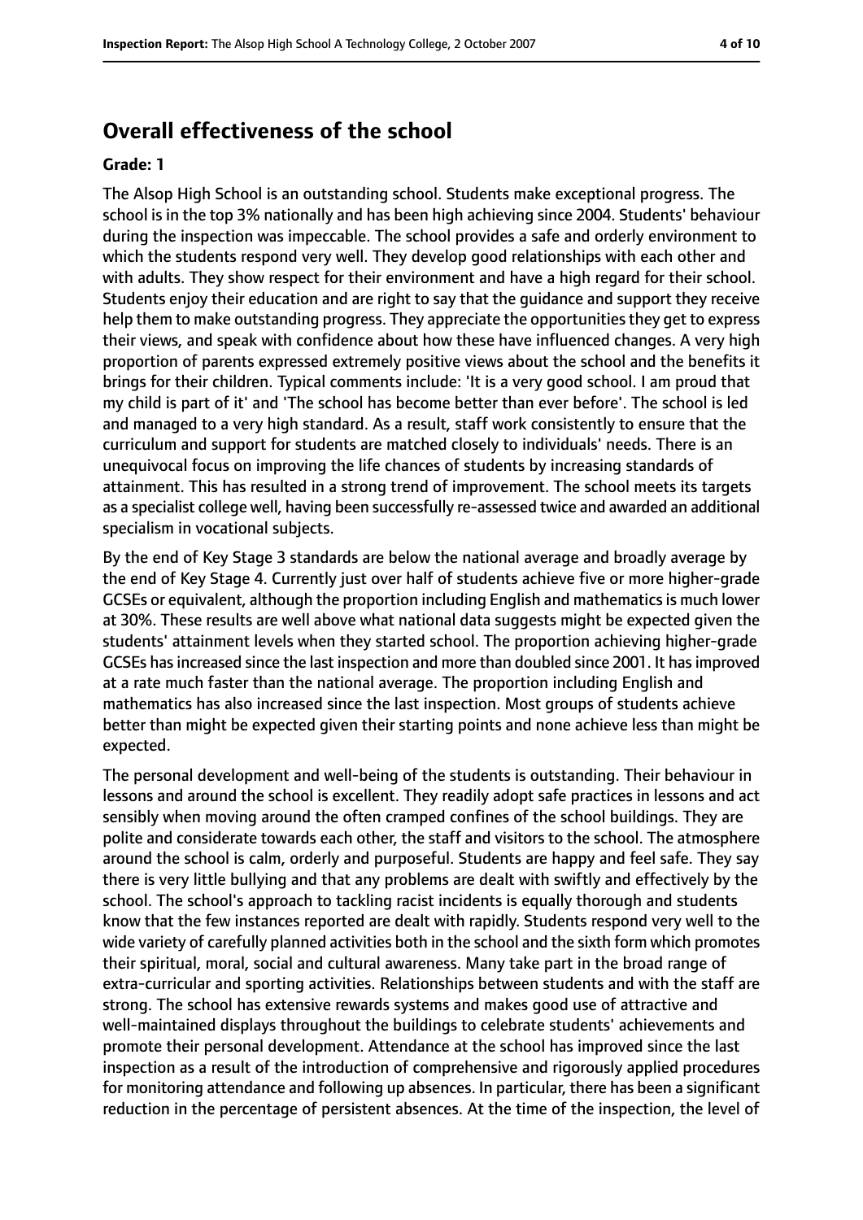## Overall effectiveness of the school

**Grade: 1**

The Alsop High School is an outstanding school. Students make exceptional progress. The school is in the top 3% nationally and has been high achieving since 2004. Students' behaviour during the inspection was impeccable. The school provides a safe and orderly environment to which the students respond very well. They develop good relationships with each other and with adults. They show respect for their environment and have a high regard for their school. Students enjoy their education and are right to say that the guidance and support they receive help them to make outstanding progress. They appreciate the opportunities they get to express their views, and speak with confidence about how these have influenced changes. A very high proportion of parents expressed extremely positive views about the school and the benefits it brings for their children. Typical comments include: 'It is a very good school. I am proud that my child is part of it' and 'The school has become better than ever before'. The school is led and managed to a very high standard. As a result, staff work consistently to ensure that the curriculum and support for students are matched closely to individuals' needs. There is an unequivocal focus on improving the life chances of students by increasing standards of attainment. This has resulted in a strong trend of improvement. The school meets its targets as a specialist college well, having been successfully re-assessed twice and awarded an additional specialism in vocational subjects.

By the end of Key Stage 3 standards are below the national average and broadly average by the end of Key Stage 4. Currently just over half of students achieve five or more higher-grade GCSEs or equivalent, although the proportion including English and mathematics is much lower at 30%. These results are well above what national data suggests might be expected given the students' attainment levels when they started school. The proportion achieving higher-grade GCSEs has increased since the last inspection and more than doubled since 2001. It has improved at a rate much faster than the national average. The proportion including English and mathematics has also increased since the last inspection. Most groups of students achieve better than might be expected given their starting points and none achieve less than might be expected.

The personal development and well-being of the students is outstanding. Their behaviour in lessons and around the school is excellent. They readily adopt safe practices in lessons and act sensibly when moving around the often cramped confines of the school buildings. They are polite and considerate towards each other, the staff and visitors to the school. The atmosphere around the school is calm, orderly and purposeful. Students are happy and feel safe. They say there is very little bullying and that any problems are dealt with swiftly and effectively by the school. The school's approach to tackling racist incidents is equally thorough and students know that the few instances reported are dealt with rapidly. Students respond very well to the wide variety of carefully planned activities both in the school and the sixth form which promotes their spiritual, moral, social and cultural awareness. Many take part in the broad range of extra-curricular and sporting activities. Relationships between students and with the staff are strong. The school has extensive rewards systems and makes good use of attractive and well-maintained displays throughout the buildings to celebrate students' achievements and promote their personal development. Attendance at the school has improved since the last inspection as a result of the introduction of comprehensive and rigorously applied procedures for monitoring attendance and following up absences. In particular, there has been a significant reduction in the percentage of persistent absences. At the time of the inspection, the level of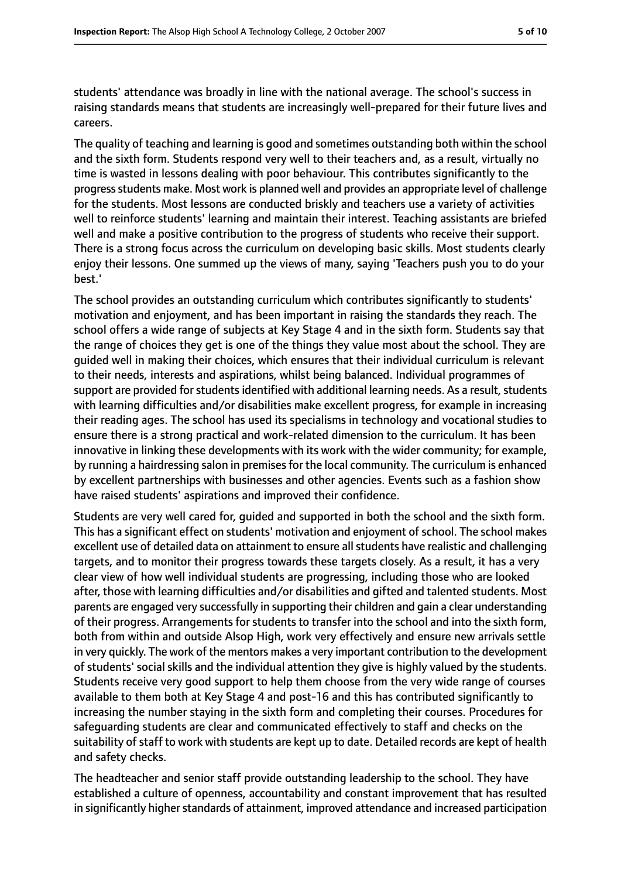students' attendance was broadly in line with the national average. The school's success in raising standards means that students are increasingly well-prepared for their future lives and careers.

The quality of teaching and learning is good and sometimes outstanding both within the school and the sixth form. Students respond very well to their teachers and, as a result, virtually no time is wasted in lessons dealing with poor behaviour. This contributes significantly to the progress students make. Most work is planned well and provides an appropriate level of challenge for the students. Most lessons are conducted briskly and teachers use a variety of activities well to reinforce students' learning and maintain their interest. Teaching assistants are briefed well and make a positive contribution to the progress of students who receive their support. There is a strong focus across the curriculum on developing basic skills. Most students clearly enjoy their lessons. One summed up the views of many, saying 'Teachers push you to do your best.'

The school provides an outstanding curriculum which contributes significantly to students' motivation and enjoyment, and has been important in raising the standards they reach. The school offers a wide range of subjects at Key Stage 4 and in the sixth form. Students say that the range of choices they get is one of the things they value most about the school. They are guided well in making their choices, which ensures that their individual curriculum is relevant to their needs, interests and aspirations, whilst being balanced. Individual programmes of support are provided for students identified with additional learning needs. As a result, students with learning difficulties and/or disabilities make excellent progress, for example in increasing their reading ages. The school has used its specialisms in technology and vocational studies to ensure there is a strong practical and work-related dimension to the curriculum. It has been innovative in linking these developments with its work with the wider community; for example, by running a hairdressing salon in premises for the local community. The curriculum is enhanced by excellent partnerships with businesses and other agencies. Events such as a fashion show have raised students' aspirations and improved their confidence.

Students are very well cared for, guided and supported in both the school and the sixth form. This has a significant effect on students' motivation and enjoyment of school. The school makes excellent use of detailed data on attainment to ensure all students have realistic and challenging targets, and to monitor their progress towards these targets closely. As a result, it has a very clear view of how well individual students are progressing, including those who are looked after, those with learning difficulties and/or disabilities and gifted and talented students. Most parents are engaged very successfully in supporting their children and gain a clear understanding of their progress. Arrangements for students to transfer into the school and into the sixth form, both from within and outside Alsop High, work very effectively and ensure new arrivals settle in very quickly. The work of the mentors makes a very important contribution to the development of students' social skills and the individual attention they give is highly valued by the students. Students receive very good support to help them choose from the very wide range of courses available to them both at Key Stage 4 and post-16 and this has contributed significantly to increasing the number staying in the sixth form and completing their courses. Procedures for safeguarding students are clear and communicated effectively to staff and checks on the suitability of staff to work with students are kept up to date. Detailed records are kept of health and safety checks.

The headteacher and senior staff provide outstanding leadership to the school. They have established a culture of openness, accountability and constant improvement that has resulted in significantly higher standards of attainment, improved attendance and increased participation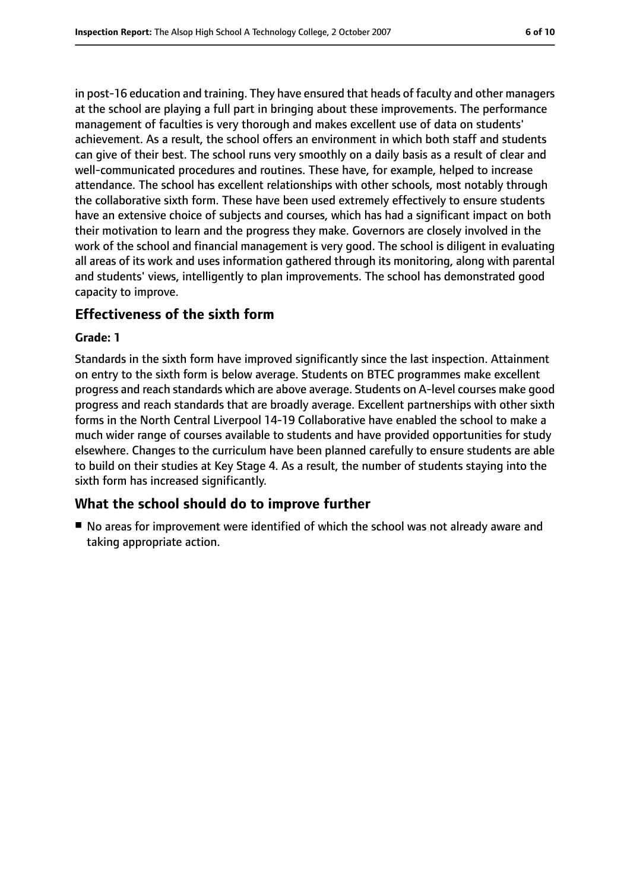in post-16 education and training. They have ensured that heads of faculty and other managers at the school are playing a full part in bringing about these improvements. The performance management of faculties is very thorough and makes excellent use of data on students' achievement. As a result, the school offers an environment in which both staff and students can give of their best. The school runs very smoothly on a daily basis as a result of clear and well-communicated procedures and routines. These have, for example, helped to increase attendance. The school has excellent relationships with other schools, most notably through the collaborative sixth form. These have been used extremely effectively to ensure students have an extensive choice of subjects and courses, which has had a significant impact on both their motivation to learn and the progress they make. Governors are closely involved in the work of the school and financial management is very good. The school is diligent in evaluating all areas of its work and uses information gathered through its monitoring, along with parental and students' views, intelligently to plan improvements. The school has demonstrated good capacity to improve.

## Effectiveness of the sixth form

**Grade: 1**

Standards in the sixth form have improved significantly since the last inspection. Attainment on entry to the sixth form is below average. Students on BTEC programmes make excellent progress and reach standards which are above average. Students on A-level courses make good progress and reach standards that are broadly average. Excellent partnerships with other sixth forms in the North Central Liverpool 14-19 Collaborative have enabled the school to make a much wider range of courses available to students and have provided opportunities for study elsewhere. Changes to the curriculum have been planned carefully to ensure students are able to build on their studies at Key Stage 4. As a result, the number of students staying into the sixth form has increased significantly.

## What the school should do to improve further

- No areas for improvement were identified of which the school was not already aware and taking appropriate action.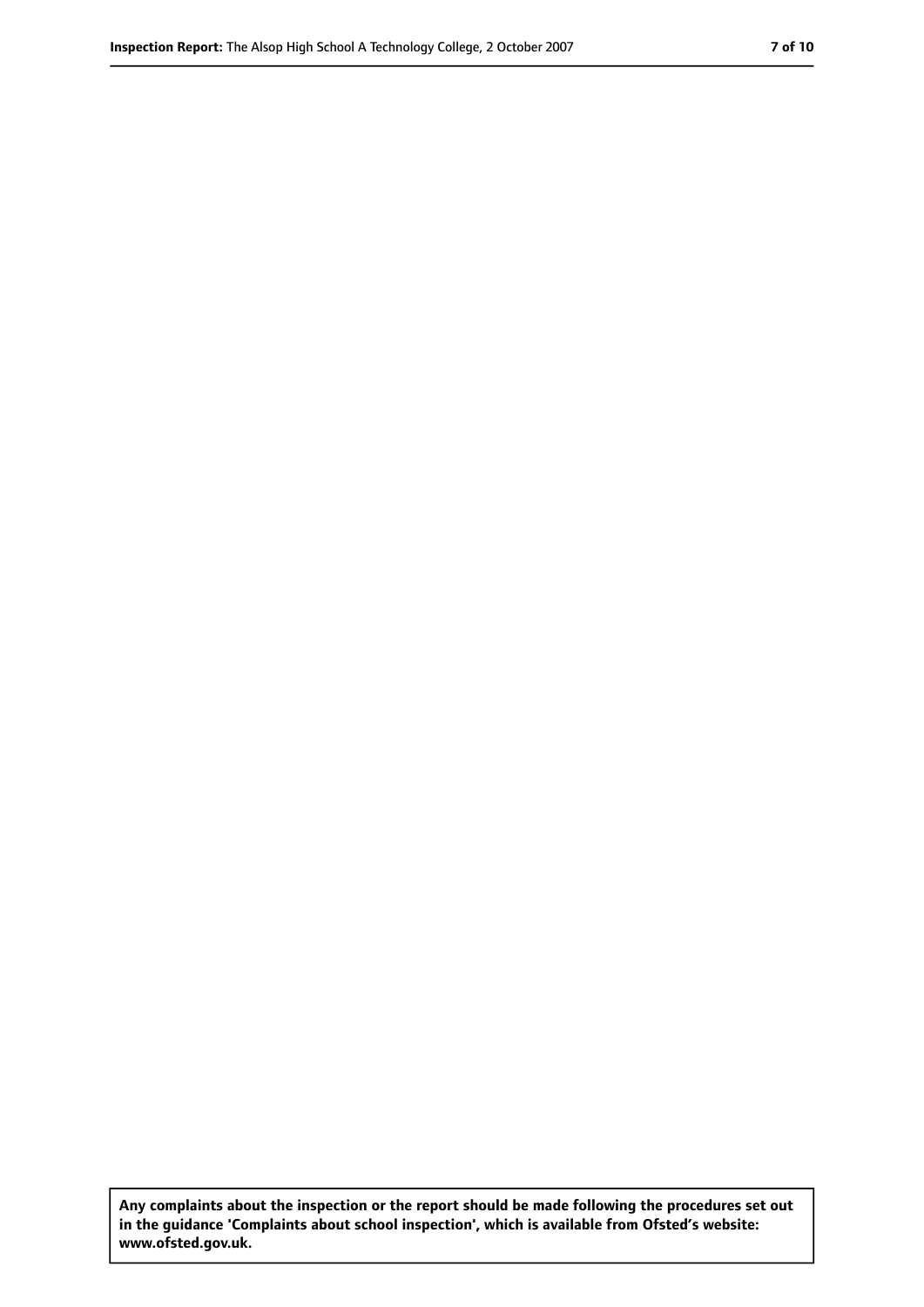**Any complaints about the inspection or the report should be made following the procedures set out in the guidance 'Complaints about school inspection', which is available from Ofsted's website: www.ofsted.gov.uk.**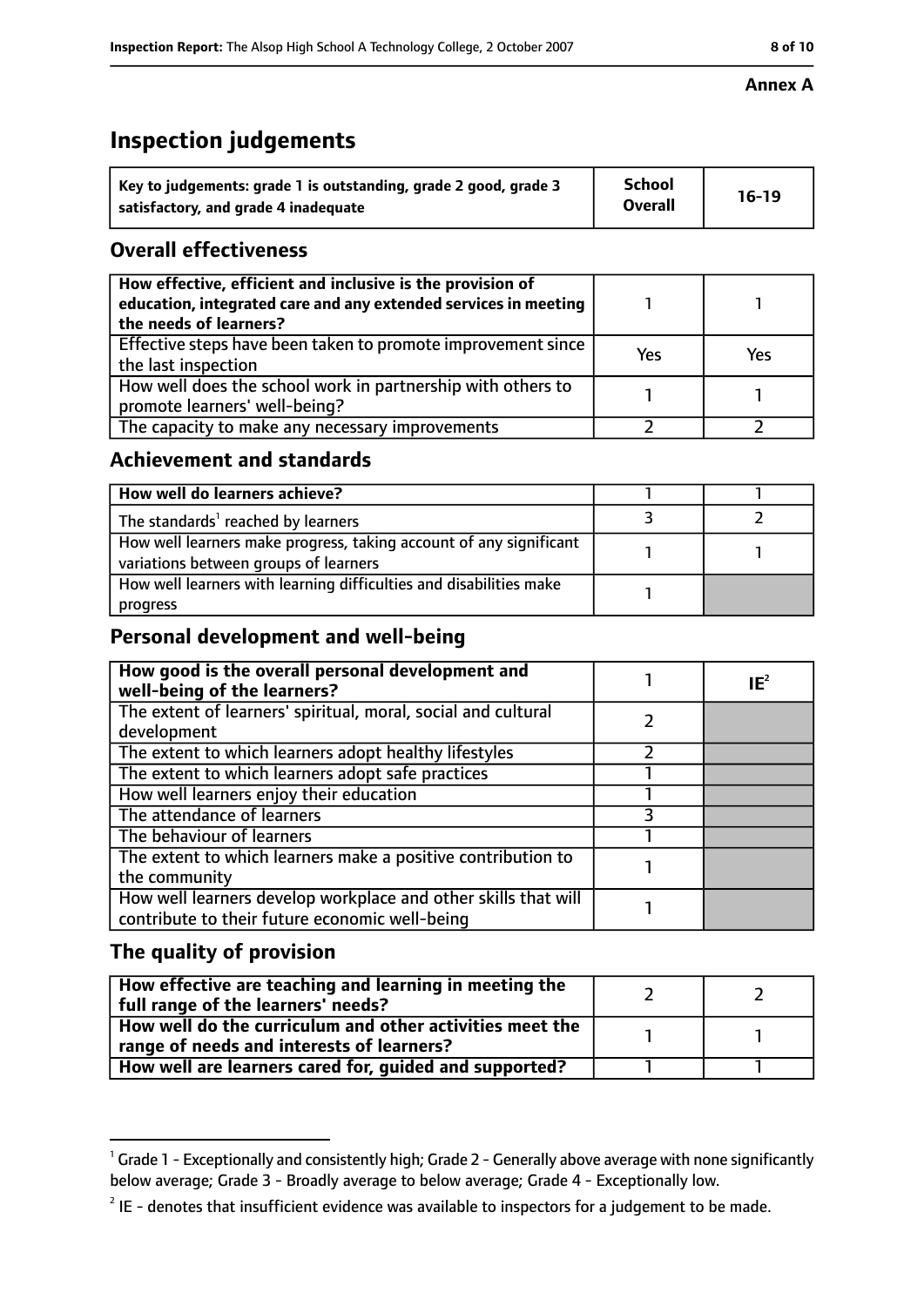**Annex A**

# Inspection judgements

| Key to judgements: grade 1 is outstanding, grade 2 good, grade 3 satisfactory, and grade 4 inadequate | School Overall | 16-19 |
|---|---|---|

## Overall effectiveness

| | | |
|---|---|---|
| How effective, efficient and inclusive is the provision of education, integrated care and any extended services in meeting the needs of learners? | 1 | 1 |
| Effective steps have been taken to promote improvement since the last inspection | Yes | Yes |
| How well does the school work in partnership with others to promote learners' well-being? | 1 | 1 |
| The capacity to make any necessary improvements | 2 | 2 |

## Achievement and standards

| | | |
|---|---|---|
| **How well do learners achieve?** | 1 | 1 |
| The standards[1] reached by learners | 3 | 2 |
| How well learners make progress, taking account of any significant variations between groups of learners | 1 | 1 |
| How well learners with learning difficulties and disabilities make progress | 1 | |

## Personal development and well-being

| | | |
|---|---|---|
| **How good is the overall personal development and well-being of the learners?** | 1 | IE[2] |
| The extent of learners' spiritual, moral, social and cultural development | 2 | |
| The extent to which learners adopt healthy lifestyles | 2 | |
| The extent to which learners adopt safe practices | 1 | |
| How well learners enjoy their education | 1 | |
| The attendance of learners | 3 | |
| The behaviour of learners | 1 | |
| The extent to which learners make a positive contribution to the community | 1 | |
| How well learners develop workplace and other skills that will contribute to their future economic well-being | 1 | |

## The quality of provision

| | | |
|---|---|---|
| **How effective are teaching and learning in meeting the full range of the learners' needs?** | 2 | 2 |
| **How well do the curriculum and other activities meet the range of needs and interests of learners?** | 1 | 1 |
| **How well are learners cared for, guided and supported?** | 1 | 1 |

[1] Grade 1 - Exceptionally and consistently high; Grade 2 - Generally above average with none significantly below average; Grade 3 - Broadly average to below average; Grade 4 - Exceptionally low.

[2] IE - denotes that insufficient evidence was available to inspectors for a judgement to be made.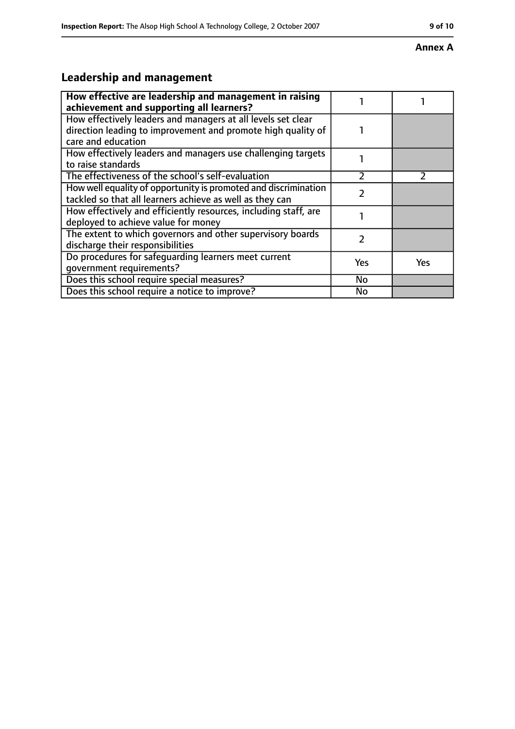**Annex A**

## Leadership and management

| | | |
|---|---|---|
| **How effective are leadership and management in raising achievement and supporting all learners?** | 1 | 1 |
| How effectively leaders and managers at all levels set clear direction leading to improvement and promote high quality of care and education | 1 | |
| How effectively leaders and managers use challenging targets to raise standards | 1 | |
| The effectiveness of the school's self-evaluation | 2 | 2 |
| How well equality of opportunity is promoted and discrimination tackled so that all learners achieve as well as they can | 2 | |
| How effectively and efficiently resources, including staff, are deployed to achieve value for money | 1 | |
| The extent to which governors and other supervisory boards discharge their responsibilities | 2 | |
| Do procedures for safeguarding learners meet current government requirements? | Yes | Yes |
| Does this school require special measures? | No | |
| Does this school require a notice to improve? | No | |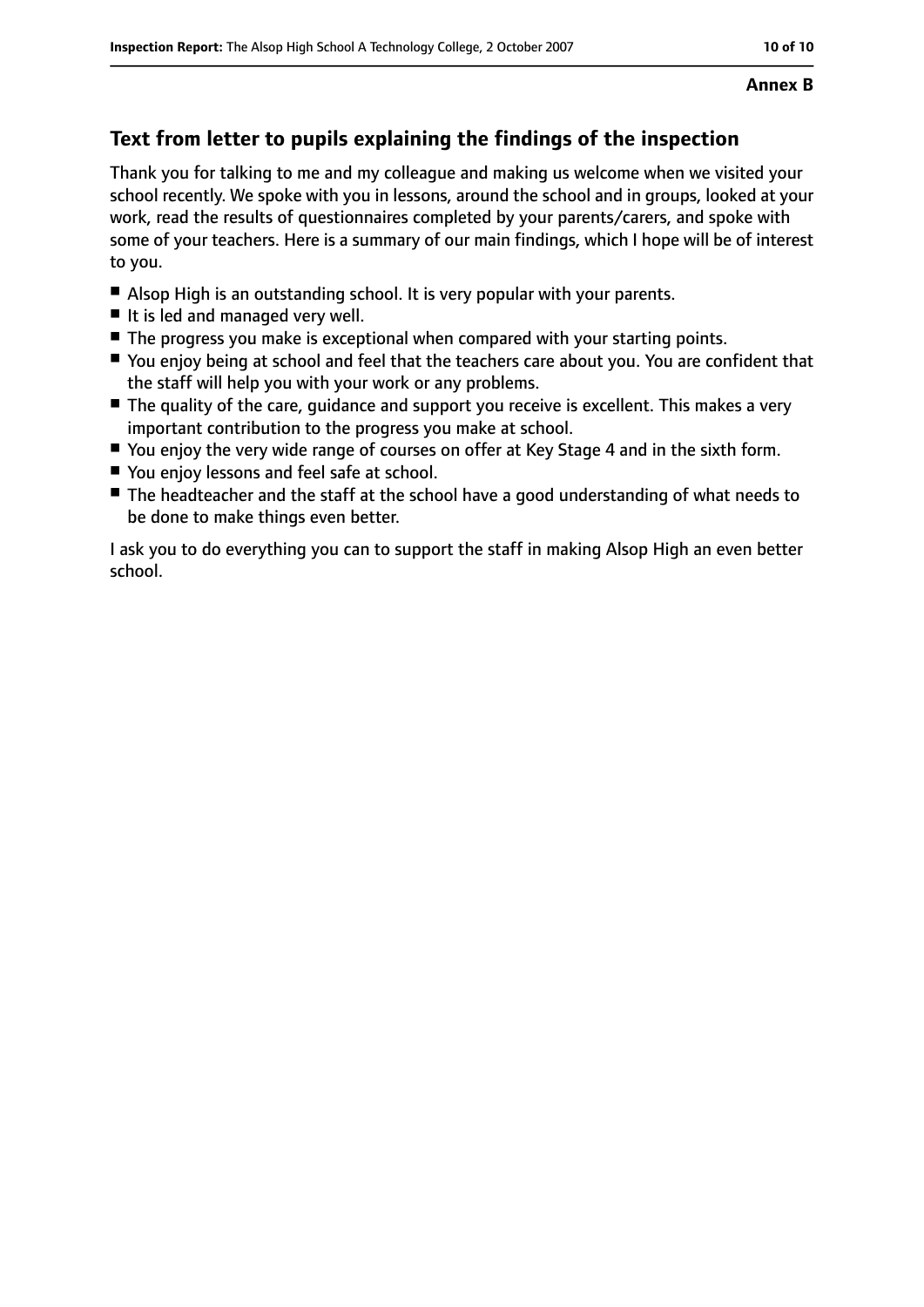**Annex B**

## Text from letter to pupils explaining the findings of the inspection

Thank you for talking to me and my colleague and making us welcome when we visited your school recently. We spoke with you in lessons, around the school and in groups, looked at your work, read the results of questionnaires completed by your parents/carers, and spoke with some of your teachers. Here is a summary of our main findings, which I hope will be of interest to you.

- Alsop High is an outstanding school. It is very popular with your parents.
- It is led and managed very well.
- The progress you make is exceptional when compared with your starting points.
- You enjoy being at school and feel that the teachers care about you. You are confident that the staff will help you with your work or any problems.
- The quality of the care, guidance and support you receive is excellent. This makes a very important contribution to the progress you make at school.
- You enjoy the very wide range of courses on offer at Key Stage 4 and in the sixth form.
- You enjoy lessons and feel safe at school.
- The headteacher and the staff at the school have a good understanding of what needs to be done to make things even better.

I ask you to do everything you can to support the staff in making Alsop High an even better school.